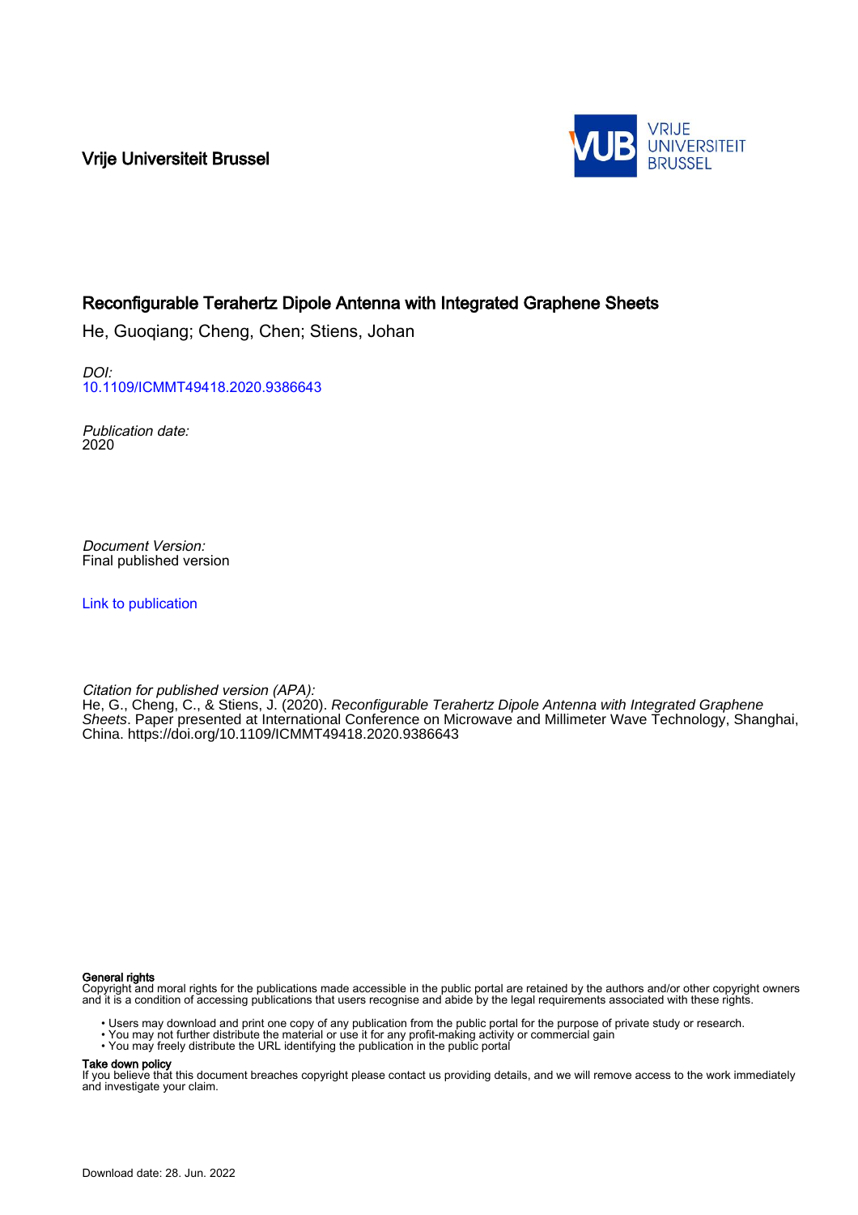Vrije Universiteit Brussel

VRIJE UNIVERSITEIT BRUSSEL

# Reconfigurable Terahertz Dipole Antenna with Integrated Graphene Sheets

He, Guoqiang; Cheng, Chen; Stiens, Johan

*DOI:*
10.1109/ICMMT49418.2020.9386643

*Publication date:*
2020

*Document Version:*
Final published version

Link to publication

*Citation for published version (APA):*
He, G., Cheng, C., & Stiens, J. (2020). *Reconfigurable Terahertz Dipole Antenna with Integrated Graphene Sheets*. Paper presented at International Conference on Microwave and Millimeter Wave Technology, Shanghai, China. https://doi.org/10.1109/ICMMT49418.2020.9386643

**General rights**
Copyright and moral rights for the publications made accessible in the public portal are retained by the authors and/or other copyright owners and it is a condition of accessing publications that users recognise and abide by the legal requirements associated with these rights.

- Users may download and print one copy of any publication from the public portal for the purpose of private study or research.
- You may not further distribute the material or use it for any profit-making activity or commercial gain
- You may freely distribute the URL identifying the publication in the public portal

**Take down policy**
If you believe that this document breaches copyright please contact us providing details, and we will remove access to the work immediately and investigate your claim.

Download date: 28. Jun. 2022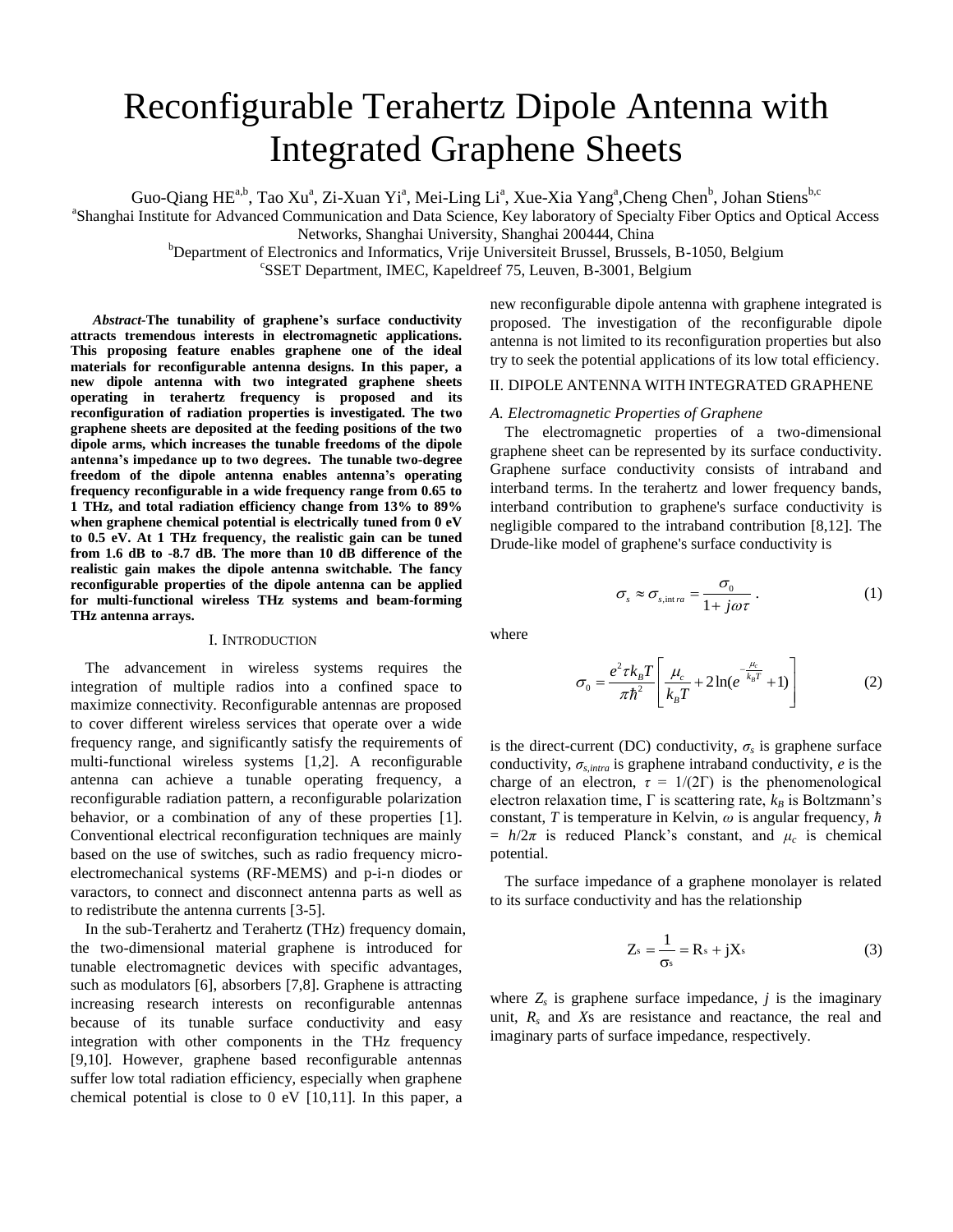# Reconfigurable Terahertz Dipole Antenna with Integrated Graphene Sheets

Guo-Qiang HE[a,b], Tao Xu[a], Zi-Xuan Yi[a], Mei-Ling Li[a], Xue-Xia Yang[a], Cheng Chen[b], Johan Stiens[b,c]

[a]Shanghai Institute for Advanced Communication and Data Science, Key laboratory of Specialty Fiber Optics and Optical Access Networks, Shanghai University, Shanghai 200444, China

[b]Department of Electronics and Informatics, Vrije Universiteit Brussel, Brussels, B-1050, Belgium

[c]SSET Department, IMEC, Kapeldreef 75, Leuven, B-3001, Belgium

***Abstract*-The tunability of graphene's surface conductivity attracts tremendous interests in electromagnetic applications. This proposing feature enables graphene one of the ideal materials for reconfigurable antenna designs. In this paper, a new dipole antenna with two integrated graphene sheets operating in terahertz frequency is proposed and its reconfiguration of radiation properties is investigated. The two graphene sheets are deposited at the feeding positions of the two dipole arms, which increases the tunable freedoms of the dipole antenna's impedance up to two degrees. The tunable two-degree freedom of the dipole antenna enables antenna's operating frequency reconfigurable in a wide frequency range from 0.65 to 1 THz, and total radiation efficiency change from 13% to 89% when graphene chemical potential is electrically tuned from 0 eV to 0.5 eV. At 1 THz frequency, the realistic gain can be tuned from 1.6 dB to -8.7 dB. The more than 10 dB difference of the realistic gain makes the dipole antenna switchable. The fancy reconfigurable properties of the dipole antenna can be applied for multi-functional wireless THz systems and beam-forming THz antenna arrays.**

## I. Introduction

The advancement in wireless systems requires the integration of multiple radios into a confined space to maximize connectivity. Reconfigurable antennas are proposed to cover different wireless services that operate over a wide frequency range, and significantly satisfy the requirements of multi-functional wireless systems [1,2]. A reconfigurable antenna can achieve a tunable operating frequency, a reconfigurable radiation pattern, a reconfigurable polarization behavior, or a combination of any of these properties [1]. Conventional electrical reconfiguration techniques are mainly based on the use of switches, such as radio frequency micro-electromechanical systems (RF-MEMS) and p-i-n diodes or varactors, to connect and disconnect antenna parts as well as to redistribute the antenna currents [3-5].

In the sub-Terahertz and Terahertz (THz) frequency domain, the two-dimensional material graphene is introduced for tunable electromagnetic devices with specific advantages, such as modulators [6], absorbers [7,8]. Graphene is attracting increasing research interests on reconfigurable antennas because of its tunable surface conductivity and easy integration with other components in the THz frequency [9,10]. However, graphene based reconfigurable antennas suffer low total radiation efficiency, especially when graphene chemical potential is close to 0 eV [10,11]. In this paper, a new reconfigurable dipole antenna with graphene integrated is proposed. The investigation of the reconfigurable dipole antenna is not limited to its reconfiguration properties but also try to seek the potential applications of its low total efficiency.

## II. Dipole Antenna with Integrated Graphene

### *A. Electromagnetic Properties of Graphene*

The electromagnetic properties of a two-dimensional graphene sheet can be represented by its surface conductivity. Graphene surface conductivity consists of intraband and interband terms. In the terahertz and lower frequency bands, interband contribution to graphene's surface conductivity is negligible compared to the intraband contribution [8,12]. The Drude-like model of graphene's surface conductivity is

$$\sigma_s \approx \sigma_{s,intra} = \frac{\sigma_0}{1+j\omega\tau}. \tag{1}$$

where

$$\sigma_0 = \frac{e^2 \tau k_B T}{\pi \hbar^2}\left[\frac{\mu_c}{k_B T} + 2\ln\left(e^{-\frac{\mu_c}{k_B T}} + 1\right)\right] \tag{2}$$

is the direct-current (DC) conductivity, $\sigma_s$ is graphene surface conductivity, $\sigma_{s,intra}$ is graphene intraband conductivity, $e$ is the charge of an electron, $\tau = 1/(2\Gamma)$ is the phenomenological electron relaxation time, $\Gamma$ is scattering rate, $k_B$ is Boltzmann's constant, $T$ is temperature in Kelvin, $\omega$ is angular frequency, $\hbar = h/2\pi$ is reduced Planck's constant, and $\mu_c$ is chemical potential.

The surface impedance of a graphene monolayer is related to its surface conductivity and has the relationship

$$Z_s = \frac{1}{\sigma_s} = R_s + jX_s \tag{3}$$

where $Z_s$ is graphene surface impedance, $j$ is the imaginary unit, $R_s$ and $X_s$ are resistance and reactance, the real and imaginary parts of surface impedance, respectively.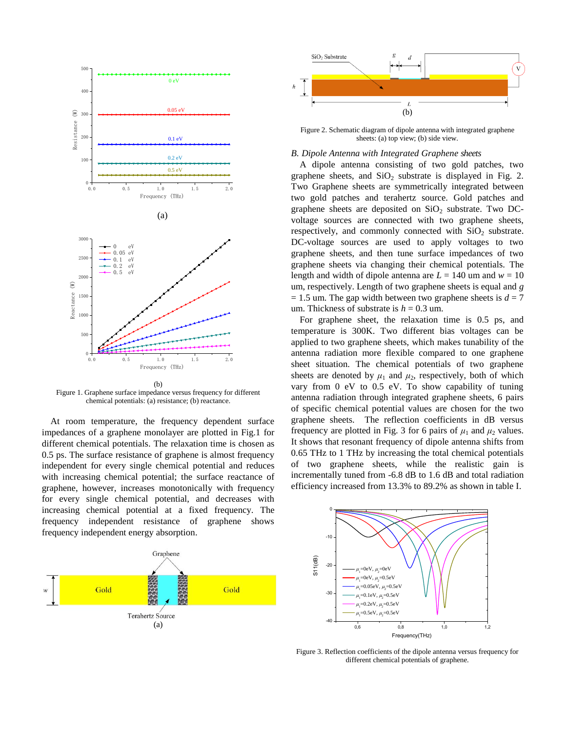Figure 1. Graphene surface impedance versus frequency for different chemical potentials: (a) resistance; (b) reactance.

At room temperature, the frequency dependent surface impedances of a graphene monolayer are plotted in Fig.1 for different chemical potentials. The relaxation time is chosen as 0.5 ps. The surface resistance of graphene is almost frequency independent for every single chemical potential and reduces with increasing chemical potential; the surface reactance of graphene, however, increases monotonically with frequency for every single chemical potential, and decreases with increasing chemical potential at a fixed frequency. The frequency independent resistance of graphene shows frequency independent energy absorption.

Figure 2. Schematic diagram of dipole antenna with integrated graphene sheets: (a) top view; (b) side view.

*B. Dipole Antenna with Integrated Graphene sheets*

A dipole antenna consisting of two gold patches, two graphene sheets, and $SiO_2$ substrate is displayed in Fig. 2. Two Graphene sheets are symmetrically integrated between two gold patches and terahertz source. Gold patches and graphene sheets are deposited on $SiO_2$ substrate. Two DC-voltage sources are connected with two graphene sheets, respectively, and commonly connected with $SiO_2$ substrate. DC-voltage sources are used to apply voltages to two graphene sheets, and then tune surface impedances of two graphene sheets via changing their chemical potentials. The length and width of dipole antenna are $L$ = 140 um and $w$ = 10 um, respectively. Length of two graphene sheets is equal and $g$ = 1.5 um. The gap width between two graphene sheets is $d$ = 7 um. Thickness of substrate is $h$ = 0.3 um.

For graphene sheet, the relaxation time is 0.5 ps, and temperature is 300K. Two different bias voltages can be applied to two graphene sheets, which makes tunability of the antenna radiation more flexible compared to one graphene sheet situation. The chemical potentials of two graphene sheets are denoted by $\mu_1$ and $\mu_2$, respectively, both of which vary from 0 eV to 0.5 eV. To show capability of tuning antenna radiation through integrated graphene sheets, 6 pairs of specific chemical potential values are chosen for the two graphene sheets. The reflection coefficients in dB versus frequency are plotted in Fig. 3 for 6 pairs of $\mu_1$ and $\mu_2$ values. It shows that resonant frequency of dipole antenna shifts from 0.65 THz to 1 THz by increasing the total chemical potentials of two graphene sheets, while the realistic gain is incrementally tuned from -6.8 dB to 1.6 dB and total radiation efficiency increased from 13.3% to 89.2% as shown in table I.

Figure 3. Reflection coefficients of the dipole antenna versus frequency for different chemical potentials of graphene.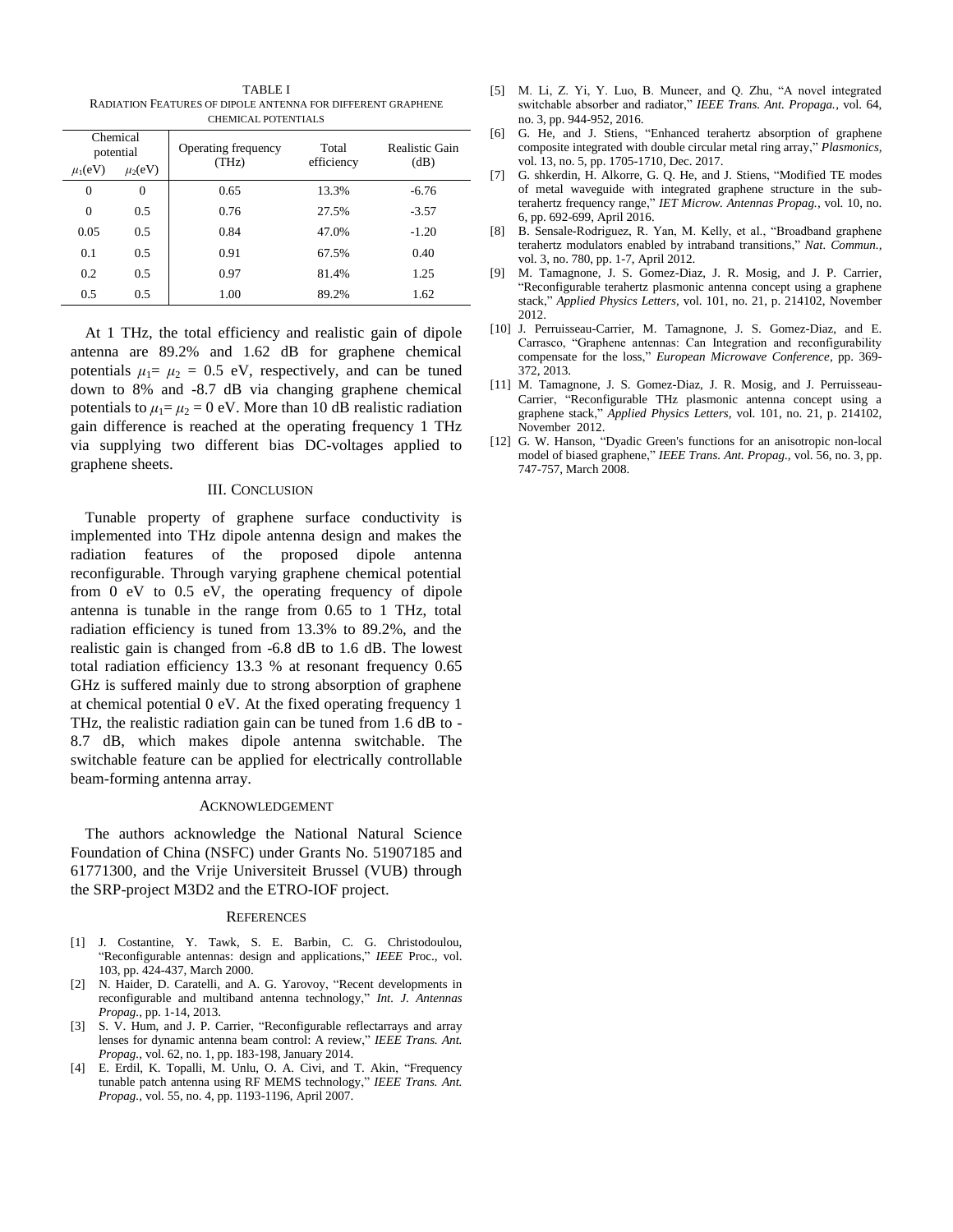TABLE I
RADIATION FEATURES OF DIPOLE ANTENNA FOR DIFFERENT GRAPHENE CHEMICAL POTENTIALS

| Chemical potential | | Operating frequency (THz) | Total efficiency | Realistic Gain (dB) |
|---|---|---|---|---|
| $\mu_1$(eV) | $\mu_2$(eV) | | | |
| 0 | 0 | 0.65 | 13.3% | -6.76 |
| 0 | 0.5 | 0.76 | 27.5% | -3.57 |
| 0.05 | 0.5 | 0.84 | 47.0% | -1.20 |
| 0.1 | 0.5 | 0.91 | 67.5% | 0.40 |
| 0.2 | 0.5 | 0.97 | 81.4% | 1.25 |
| 0.5 | 0.5 | 1.00 | 89.2% | 1.62 |

At 1 THz, the total efficiency and realistic gain of dipole antenna are 89.2% and 1.62 dB for graphene chemical potentials $\mu_1 = \mu_2 = 0.5$ eV, respectively, and can be tuned down to 8% and -8.7 dB via changing graphene chemical potentials to $\mu_1 = \mu_2 = 0$ eV. More than 10 dB realistic radiation gain difference is reached at the operating frequency 1 THz via supplying two different bias DC-voltages applied to graphene sheets.

## III. CONCLUSION

Tunable property of graphene surface conductivity is implemented into THz dipole antenna design and makes the radiation features of the proposed dipole antenna reconfigurable. Through varying graphene chemical potential from 0 eV to 0.5 eV, the operating frequency of dipole antenna is tunable in the range from 0.65 to 1 THz, total radiation efficiency is tuned from 13.3% to 89.2%, and the realistic gain is changed from -6.8 dB to 1.6 dB. The lowest total radiation efficiency 13.3 % at resonant frequency 0.65 GHz is suffered mainly due to strong absorption of graphene at chemical potential 0 eV. At the fixed operating frequency 1 THz, the realistic radiation gain can be tuned from 1.6 dB to -8.7 dB, which makes dipole antenna switchable. The switchable feature can be applied for electrically controllable beam-forming antenna array.

## ACKNOWLEDGEMENT

The authors acknowledge the National Natural Science Foundation of China (NSFC) under Grants No. 51907185 and 61771300, and the Vrije Universiteit Brussel (VUB) through the SRP-project M3D2 and the ETRO-IOF project.

## REFERENCES

[1] J. Costantine, Y. Tawk, S. E. Barbin, C. G. Christodoulou, "Reconfigurable antennas: design and applications," *IEEE* Proc., vol. 103, pp. 424-437, March 2000.

[2] N. Haider, D. Caratelli, and A. G. Yarovoy, "Recent developments in reconfigurable and multiband antenna technology," *Int. J. Antennas Propag.*, pp. 1-14, 2013.

[3] S. V. Hum, and J. P. Carrier, "Reconfigurable reflectarrays and array lenses for dynamic antenna beam control: A review," *IEEE Trans. Ant. Propag.*, vol. 62, no. 1, pp. 183-198, January 2014.

[4] E. Erdil, K. Topalli, M. Unlu, O. A. Civi, and T. Akin, "Frequency tunable patch antenna using RF MEMS technology," *IEEE Trans. Ant. Propag.*, vol. 55, no. 4, pp. 1193-1196, April 2007.

[5] M. Li, Z. Yi, Y. Luo, B. Muneer, and Q. Zhu, "A novel integrated switchable absorber and radiator," *IEEE Trans. Ant. Propaga.*, vol. 64, no. 3, pp. 944-952, 2016.

[6] G. He, and J. Stiens, "Enhanced terahertz absorption of graphene composite integrated with double circular metal ring array," *Plasmonics*, vol. 13, no. 5, pp. 1705-1710, Dec. 2017.

[7] G. shkerdin, H. Alkorre, G. Q. He, and J. Stiens, "Modified TE modes of metal waveguide with integrated graphene structure in the sub-terahertz frequency range," *IET Microw. Antennas Propag.*, vol. 10, no. 6, pp. 692-699, April 2016.

[8] B. Sensale-Rodriguez, R. Yan, M. Kelly, et al., "Broadband graphene terahertz modulators enabled by intraband transitions," *Nat. Commun.*, vol. 3, no. 780, pp. 1-7, April 2012.

[9] M. Tamagnone, J. S. Gomez-Diaz, J. R. Mosig, and J. P. Carrier, "Reconfigurable terahertz plasmonic antenna concept using a graphene stack," *Applied Physics Letters*, vol. 101, no. 21, p. 214102, November 2012.

[10] J. Perruisseau-Carrier, M. Tamagnone, J. S. Gomez-Diaz, and E. Carrasco, "Graphene antennas: Can Integration and reconfigurability compensate for the loss," *European Microwave Conference*, pp. 369-372, 2013.

[11] M. Tamagnone, J. S. Gomez-Diaz, J. R. Mosig, and J. Perruisseau-Carrier, "Reconfigurable THz plasmonic antenna concept using a graphene stack," *Applied Physics Letters*, vol. 101, no. 21, p. 214102, November 2012.

[12] G. W. Hanson, "Dyadic Green's functions for an anisotropic non-local model of biased graphene," *IEEE Trans. Ant. Propag.*, vol. 56, no. 3, pp. 747-757, March 2008.